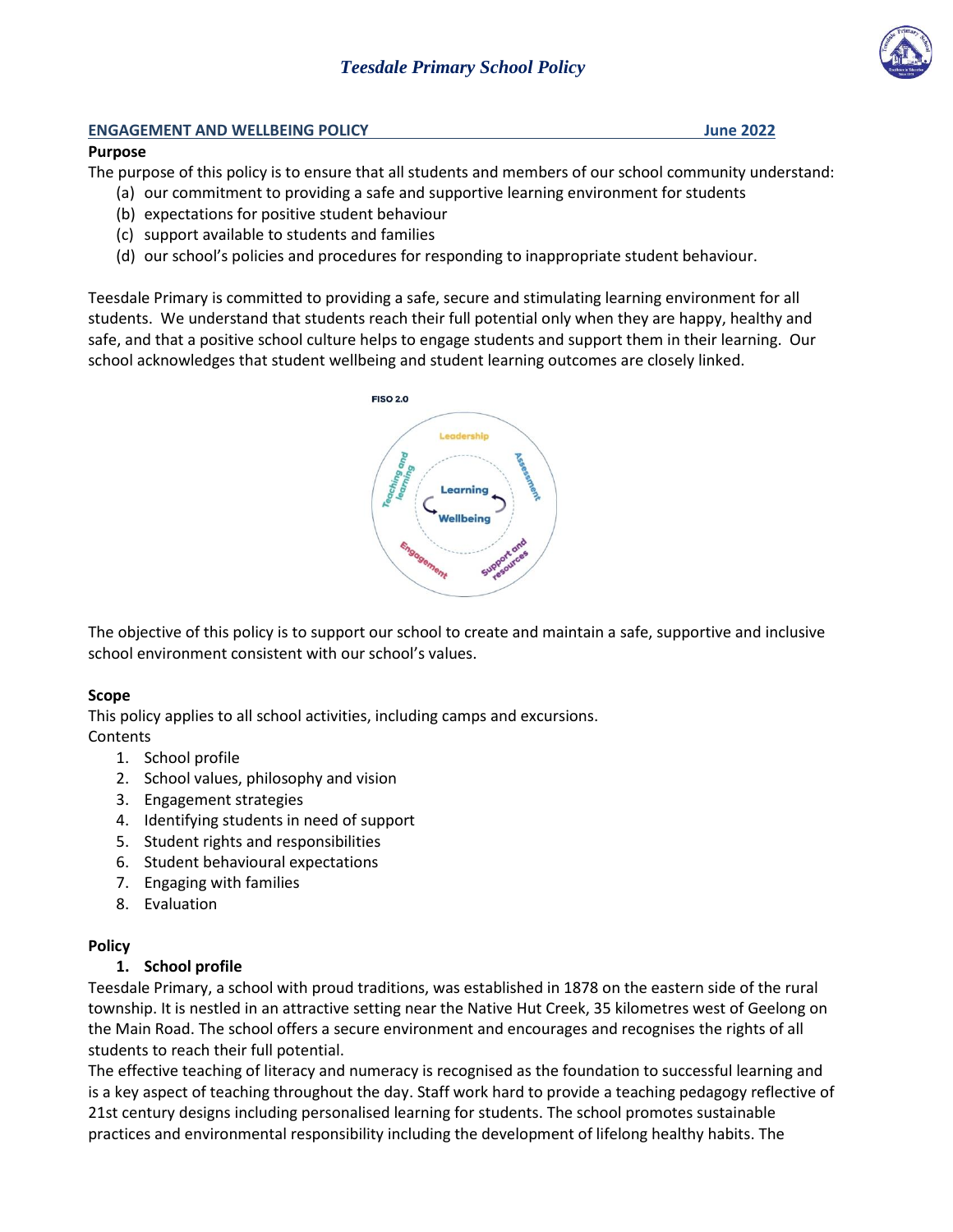*Teesdale Primary School Policy*

## ENGAGEMENT AND WELLBEING POLICY — June 2022

**Purpose**

The purpose of this policy is to ensure that all students and members of our school community understand:

(a) our commitment to providing a safe and supportive learning environment for students
(b) expectations for positive student behaviour
(c) support available to students and families
(d) our school's policies and procedures for responding to inappropriate student behaviour.

Teesdale Primary is committed to providing a safe, secure and stimulating learning environment for all students. We understand that students reach their full potential only when they are happy, healthy and safe, and that a positive school culture helps to engage students and support them in their learning. Our school acknowledges that student wellbeing and student learning outcomes are closely linked.

FISO 2.0

Leadership, Assessment, Support and resources, Engagement, Teaching and learning — Learning, Wellbeing

The objective of this policy is to support our school to create and maintain a safe, supportive and inclusive school environment consistent with our school's values.

**Scope**

This policy applies to all school activities, including camps and excursions.

Contents

1. School profile
2. School values, philosophy and vision
3. Engagement strategies
4. Identifying students in need of support
5. Student rights and responsibilities
6. Student behavioural expectations
7. Engaging with families
8. Evaluation

**Policy**

1. **School profile**

Teesdale Primary, a school with proud traditions, was established in 1878 on the eastern side of the rural township. It is nestled in an attractive setting near the Native Hut Creek, 35 kilometres west of Geelong on the Main Road. The school offers a secure environment and encourages and recognises the rights of all students to reach their full potential.

The effective teaching of literacy and numeracy is recognised as the foundation to successful learning and is a key aspect of teaching throughout the day. Staff work hard to provide a teaching pedagogy reflective of 21st century designs including personalised learning for students. The school promotes sustainable practices and environmental responsibility including the development of lifelong healthy habits. The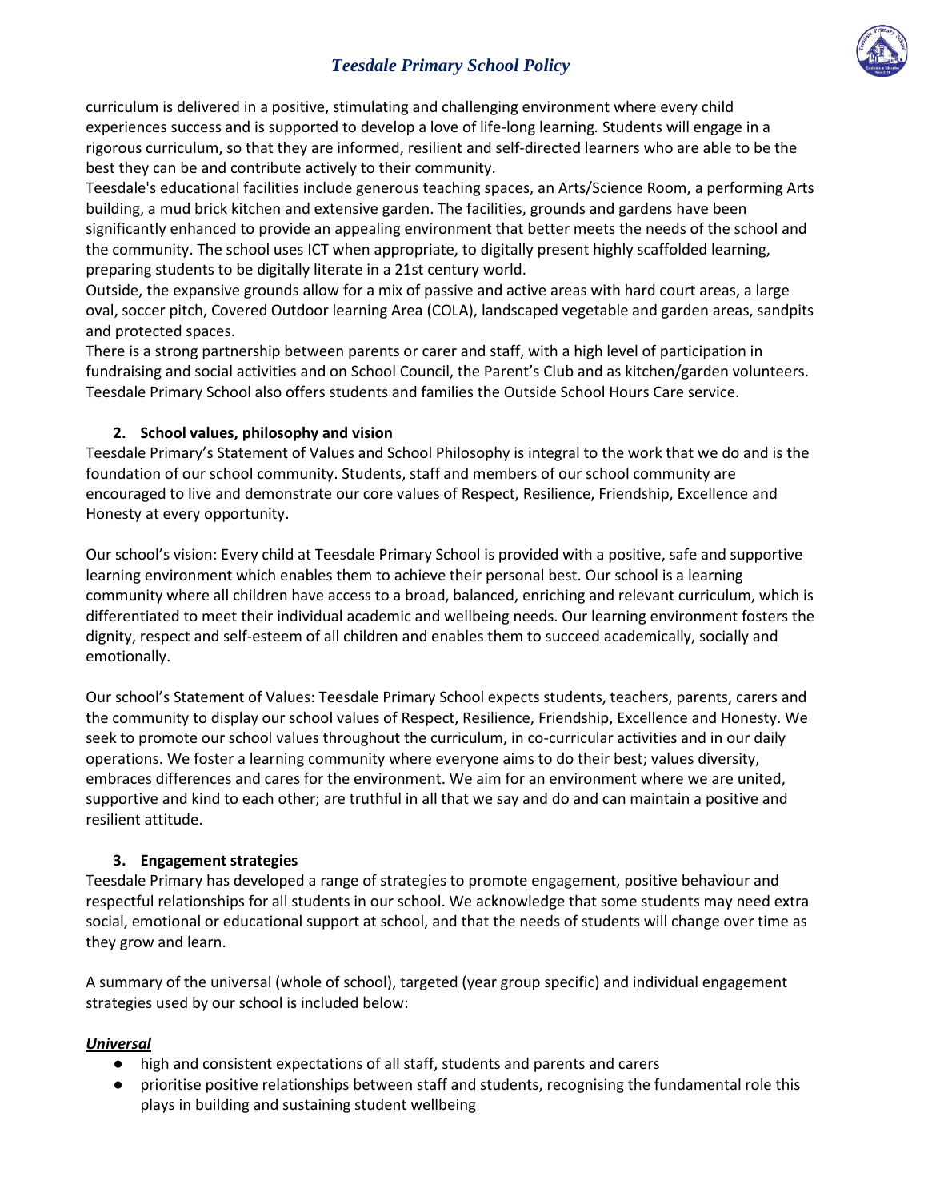curriculum is delivered in a positive, stimulating and challenging environment where every child experiences success and is supported to develop a love of life-long learning. Students will engage in a rigorous curriculum, so that they are informed, resilient and self-directed learners who are able to be the best they can be and contribute actively to their community.

Teesdale's educational facilities include generous teaching spaces, an Arts/Science Room, a performing Arts building, a mud brick kitchen and extensive garden. The facilities, grounds and gardens have been significantly enhanced to provide an appealing environment that better meets the needs of the school and the community. The school uses ICT when appropriate, to digitally present highly scaffolded learning, preparing students to be digitally literate in a 21st century world.

Outside, the expansive grounds allow for a mix of passive and active areas with hard court areas, a large oval, soccer pitch, Covered Outdoor learning Area (COLA), landscaped vegetable and garden areas, sandpits and protected spaces.

There is a strong partnership between parents or carer and staff, with a high level of participation in fundraising and social activities and on School Council, the Parent's Club and as kitchen/garden volunteers. Teesdale Primary School also offers students and families the Outside School Hours Care service.

### 2. School values, philosophy and vision

Teesdale Primary's Statement of Values and School Philosophy is integral to the work that we do and is the foundation of our school community. Students, staff and members of our school community are encouraged to live and demonstrate our core values of Respect, Resilience, Friendship, Excellence and Honesty at every opportunity.

Our school's vision: Every child at Teesdale Primary School is provided with a positive, safe and supportive learning environment which enables them to achieve their personal best. Our school is a learning community where all children have access to a broad, balanced, enriching and relevant curriculum, which is differentiated to meet their individual academic and wellbeing needs. Our learning environment fosters the dignity, respect and self-esteem of all children and enables them to succeed academically, socially and emotionally.

Our school's Statement of Values: Teesdale Primary School expects students, teachers, parents, carers and the community to display our school values of Respect, Resilience, Friendship, Excellence and Honesty. We seek to promote our school values throughout the curriculum, in co-curricular activities and in our daily operations. We foster a learning community where everyone aims to do their best; values diversity, embraces differences and cares for the environment. We aim for an environment where we are united, supportive and kind to each other; are truthful in all that we say and do and can maintain a positive and resilient attitude.

### 3. Engagement strategies

Teesdale Primary has developed a range of strategies to promote engagement, positive behaviour and respectful relationships for all students in our school. We acknowledge that some students may need extra social, emotional or educational support at school, and that the needs of students will change over time as they grow and learn.

A summary of the universal (whole of school), targeted (year group specific) and individual engagement strategies used by our school is included below:

***<u>Universal</u>***

- high and consistent expectations of all staff, students and parents and carers
- prioritise positive relationships between staff and students, recognising the fundamental role this plays in building and sustaining student wellbeing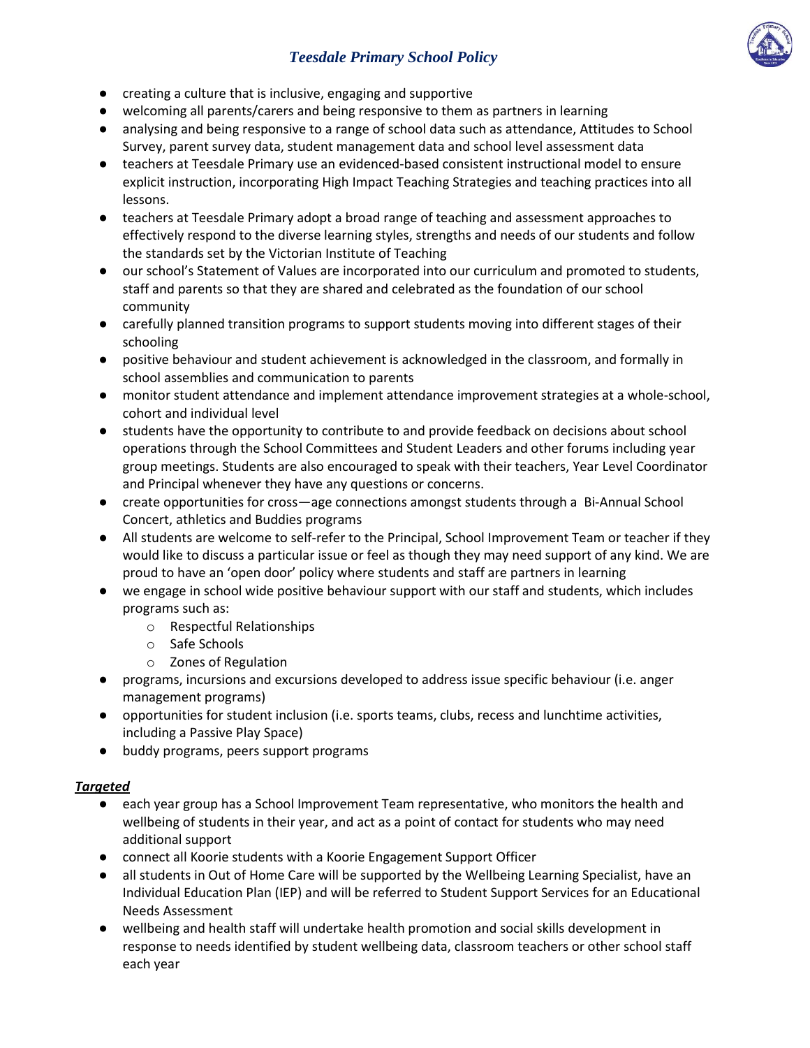- creating a culture that is inclusive, engaging and supportive
- welcoming all parents/carers and being responsive to them as partners in learning
- analysing and being responsive to a range of school data such as attendance, Attitudes to School Survey, parent survey data, student management data and school level assessment data
- teachers at Teesdale Primary use an evidenced-based consistent instructional model to ensure explicit instruction, incorporating High Impact Teaching Strategies and teaching practices into all lessons.
- teachers at Teesdale Primary adopt a broad range of teaching and assessment approaches to effectively respond to the diverse learning styles, strengths and needs of our students and follow the standards set by the Victorian Institute of Teaching
- our school's Statement of Values are incorporated into our curriculum and promoted to students, staff and parents so that they are shared and celebrated as the foundation of our school community
- carefully planned transition programs to support students moving into different stages of their schooling
- positive behaviour and student achievement is acknowledged in the classroom, and formally in school assemblies and communication to parents
- monitor student attendance and implement attendance improvement strategies at a whole-school, cohort and individual level
- students have the opportunity to contribute to and provide feedback on decisions about school operations through the School Committees and Student Leaders and other forums including year group meetings. Students are also encouraged to speak with their teachers, Year Level Coordinator and Principal whenever they have any questions or concerns.
- create opportunities for cross—age connections amongst students through a Bi-Annual School Concert, athletics and Buddies programs
- All students are welcome to self-refer to the Principal, School Improvement Team or teacher if they would like to discuss a particular issue or feel as though they may need support of any kind. We are proud to have an 'open door' policy where students and staff are partners in learning
- we engage in school wide positive behaviour support with our staff and students, which includes programs such as:
    - Respectful Relationships
    - Safe Schools
    - Zones of Regulation
- programs, incursions and excursions developed to address issue specific behaviour (i.e. anger management programs)
- opportunities for student inclusion (i.e. sports teams, clubs, recess and lunchtime activities, including a Passive Play Space)
- buddy programs, peers support programs

***Targeted***

- each year group has a School Improvement Team representative, who monitors the health and wellbeing of students in their year, and act as a point of contact for students who may need additional support
- connect all Koorie students with a Koorie Engagement Support Officer
- all students in Out of Home Care will be supported by the Wellbeing Learning Specialist, have an Individual Education Plan (IEP) and will be referred to Student Support Services for an Educational Needs Assessment
- wellbeing and health staff will undertake health promotion and social skills development in response to needs identified by student wellbeing data, classroom teachers or other school staff each year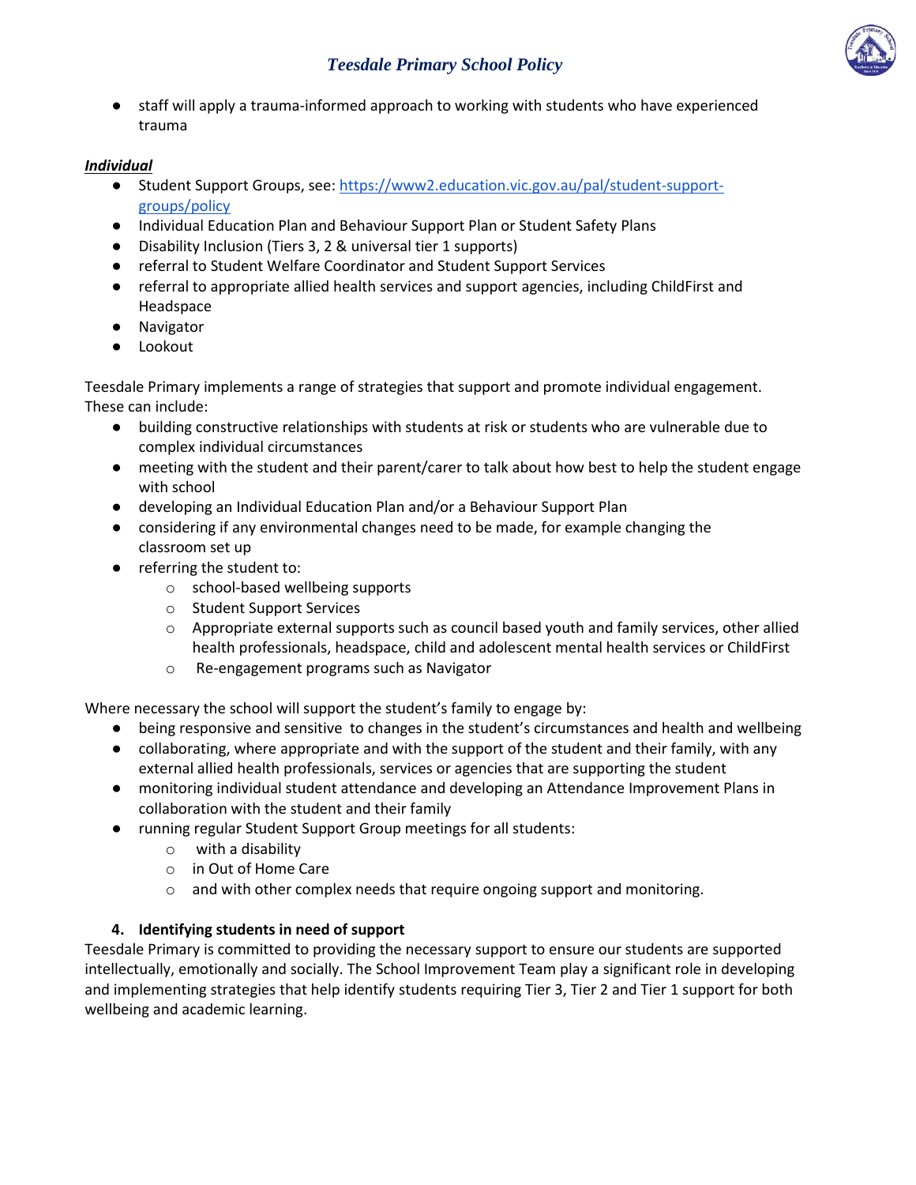- staff will apply a trauma-informed approach to working with students who have experienced trauma

***Individual***

- Student Support Groups, see: [https://www2.education.vic.gov.au/pal/student-support-groups/policy](https://www2.education.vic.gov.au/pal/student-support-groups/policy)
- Individual Education Plan and Behaviour Support Plan or Student Safety Plans
- Disability Inclusion (Tiers 3, 2 & universal tier 1 supports)
- referral to Student Welfare Coordinator and Student Support Services
- referral to appropriate allied health services and support agencies, including ChildFirst and Headspace
- Navigator
- Lookout

Teesdale Primary implements a range of strategies that support and promote individual engagement. These can include:

- building constructive relationships with students at risk or students who are vulnerable due to complex individual circumstances
- meeting with the student and their parent/carer to talk about how best to help the student engage with school
- developing an Individual Education Plan and/or a Behaviour Support Plan
- considering if any environmental changes need to be made, for example changing the classroom set up
- referring the student to:
  - school-based wellbeing supports
  - Student Support Services
  - Appropriate external supports such as council based youth and family services, other allied health professionals, headspace, child and adolescent mental health services or ChildFirst
  - Re-engagement programs such as Navigator

Where necessary the school will support the student's family to engage by:

- being responsive and sensitive to changes in the student's circumstances and health and wellbeing
- collaborating, where appropriate and with the support of the student and their family, with any external allied health professionals, services or agencies that are supporting the student
- monitoring individual student attendance and developing an Attendance Improvement Plans in collaboration with the student and their family
- running regular Student Support Group meetings for all students:
  - with a disability
  - in Out of Home Care
  - and with other complex needs that require ongoing support and monitoring.

### 4. Identifying students in need of support

Teesdale Primary is committed to providing the necessary support to ensure our students are supported intellectually, emotionally and socially. The School Improvement Team play a significant role in developing and implementing strategies that help identify students requiring Tier 3, Tier 2 and Tier 1 support for both wellbeing and academic learning.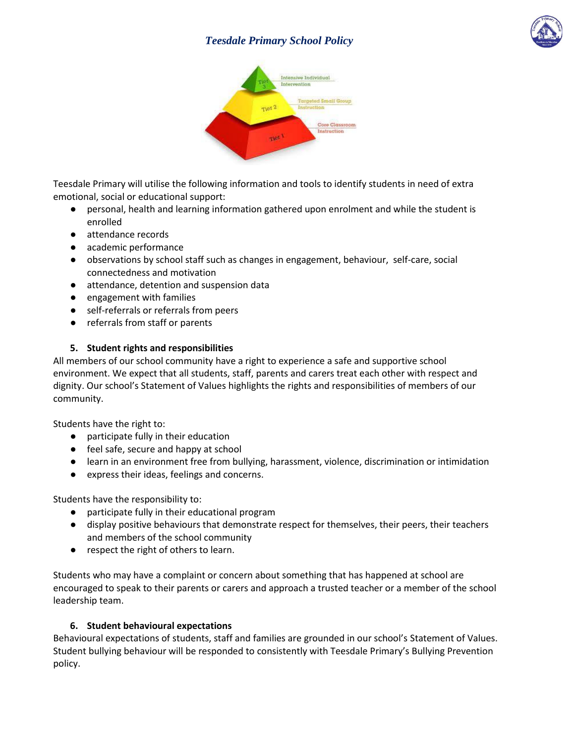Teesdale Primary will utilise the following information and tools to identify students in need of extra emotional, social or educational support:

- personal, health and learning information gathered upon enrolment and while the student is enrolled
- attendance records
- academic performance
- observations by school staff such as changes in engagement, behaviour, self-care, social connectedness and motivation
- attendance, detention and suspension data
- engagement with families
- self-referrals or referrals from peers
- referrals from staff or parents

## 5. Student rights and responsibilities

All members of our school community have a right to experience a safe and supportive school environment. We expect that all students, staff, parents and carers treat each other with respect and dignity. Our school's Statement of Values highlights the rights and responsibilities of members of our community.

Students have the right to:

- participate fully in their education
- feel safe, secure and happy at school
- learn in an environment free from bullying, harassment, violence, discrimination or intimidation
- express their ideas, feelings and concerns.

Students have the responsibility to:

- participate fully in their educational program
- display positive behaviours that demonstrate respect for themselves, their peers, their teachers and members of the school community
- respect the right of others to learn.

Students who may have a complaint or concern about something that has happened at school are encouraged to speak to their parents or carers and approach a trusted teacher or a member of the school leadership team.

## 6. Student behavioural expectations

Behavioural expectations of students, staff and families are grounded in our school's Statement of Values. Student bullying behaviour will be responded to consistently with Teesdale Primary's Bullying Prevention policy.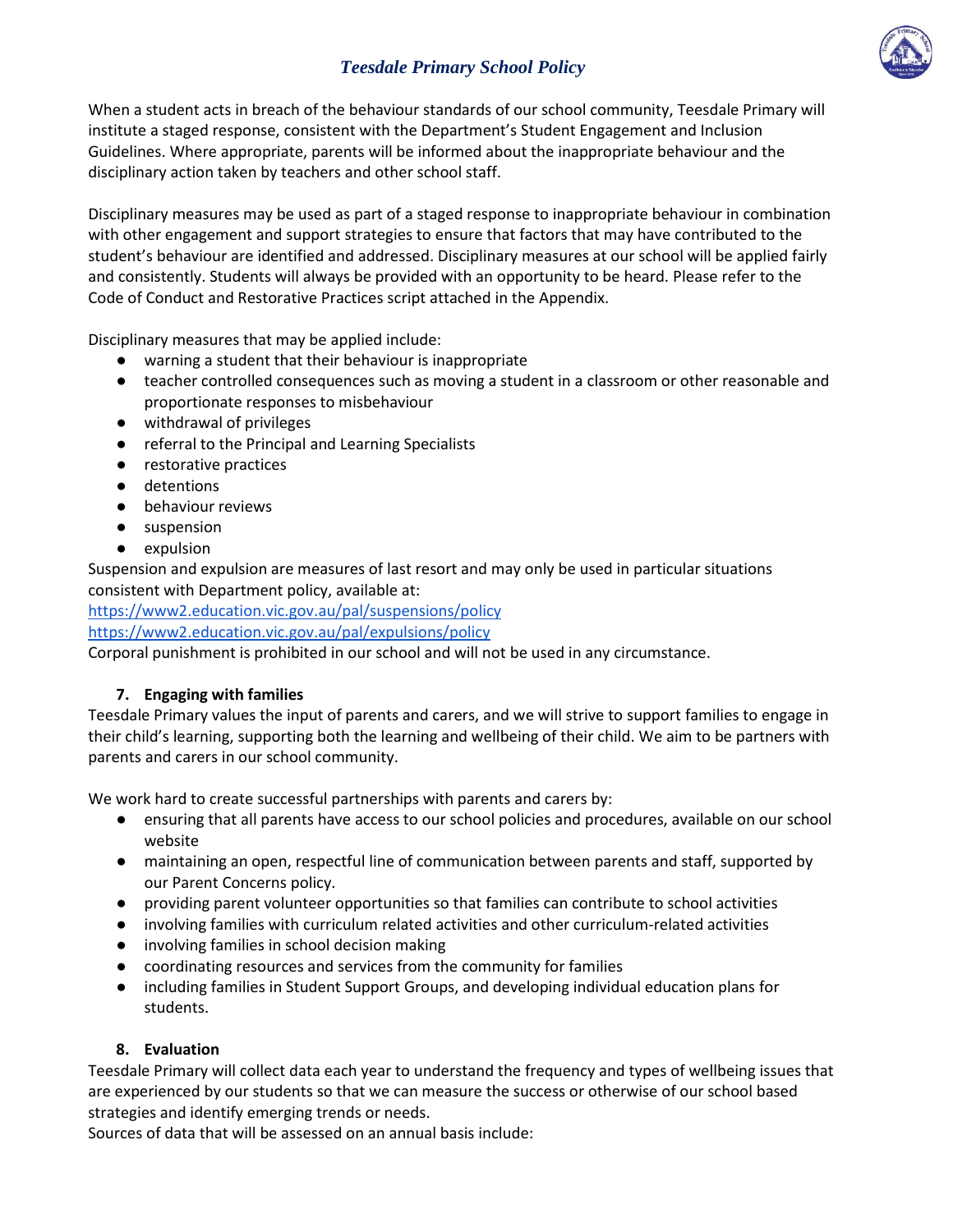When a student acts in breach of the behaviour standards of our school community, Teesdale Primary will institute a staged response, consistent with the Department's Student Engagement and Inclusion Guidelines. Where appropriate, parents will be informed about the inappropriate behaviour and the disciplinary action taken by teachers and other school staff.

Disciplinary measures may be used as part of a staged response to inappropriate behaviour in combination with other engagement and support strategies to ensure that factors that may have contributed to the student's behaviour are identified and addressed. Disciplinary measures at our school will be applied fairly and consistently. Students will always be provided with an opportunity to be heard. Please refer to the Code of Conduct and Restorative Practices script attached in the Appendix.

Disciplinary measures that may be applied include:

- warning a student that their behaviour is inappropriate
- teacher controlled consequences such as moving a student in a classroom or other reasonable and proportionate responses to misbehaviour
- withdrawal of privileges
- referral to the Principal and Learning Specialists
- restorative practices
- detentions
- behaviour reviews
- suspension
- expulsion

Suspension and expulsion are measures of last resort and may only be used in particular situations consistent with Department policy, available at:
https://www2.education.vic.gov.au/pal/suspensions/policy
https://www2.education.vic.gov.au/pal/expulsions/policy
Corporal punishment is prohibited in our school and will not be used in any circumstance.

## 7. Engaging with families

Teesdale Primary values the input of parents and carers, and we will strive to support families to engage in their child's learning, supporting both the learning and wellbeing of their child. We aim to be partners with parents and carers in our school community.

We work hard to create successful partnerships with parents and carers by:

- ensuring that all parents have access to our school policies and procedures, available on our school website
- maintaining an open, respectful line of communication between parents and staff, supported by our Parent Concerns policy.
- providing parent volunteer opportunities so that families can contribute to school activities
- involving families with curriculum related activities and other curriculum-related activities
- involving families in school decision making
- coordinating resources and services from the community for families
- including families in Student Support Groups, and developing individual education plans for students.

## 8. Evaluation

Teesdale Primary will collect data each year to understand the frequency and types of wellbeing issues that are experienced by our students so that we can measure the success or otherwise of our school based strategies and identify emerging trends or needs.
Sources of data that will be assessed on an annual basis include: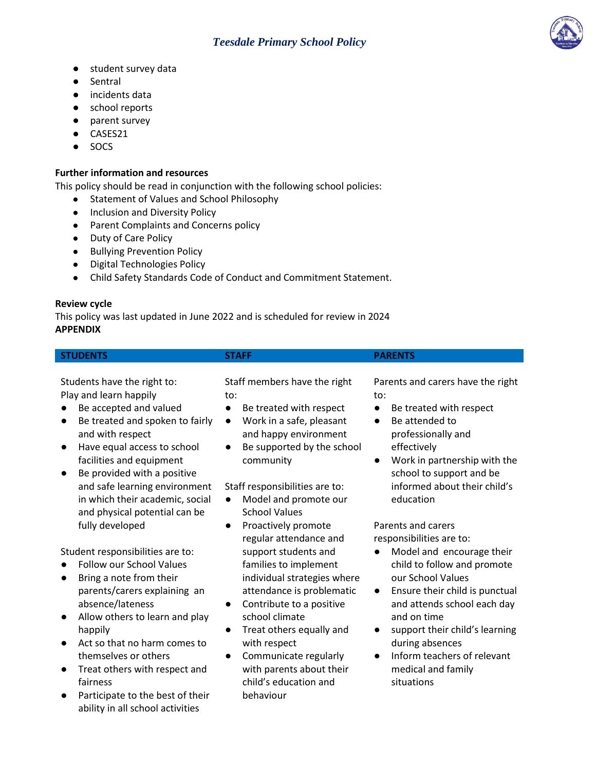- student survey data
- Sentral
- incidents data
- school reports
- parent survey
- CASES21
- SOCS

**Further information and resources**

This policy should be read in conjunction with the following school policies:

- Statement of Values and School Philosophy
- Inclusion and Diversity Policy
- Parent Complaints and Concerns policy
- Duty of Care Policy
- Bullying Prevention Policy
- Digital Technologies Policy
- Child Safety Standards Code of Conduct and Commitment Statement.

**Review cycle**

This policy was last updated in June 2022 and is scheduled for review in 2024

**APPENDIX**

| **STUDENTS** | **STAFF** | **PARENTS** |
|---|---|---|
| Students have the right to:<br>Play and learn happily<br>● Be accepted and valued<br>● Be treated and spoken to fairly and with respect<br>● Have equal access to school facilities and equipment<br>● Be provided with a positive and safe learning environment in which their academic, social and physical potential can be fully developed<br><br>Student responsibilities are to:<br>● Follow our School Values<br>● Bring a note from their parents/carers explaining an absence/lateness<br>● Allow others to learn and play happily<br>● Act so that no harm comes to themselves or others<br>● Treat others with respect and fairness<br>● Participate to the best of their ability in all school activities | Staff members have the right to:<br>● Be treated with respect<br>● Work in a safe, pleasant and happy environment<br>● Be supported by the school community<br><br>Staff responsibilities are to:<br>● Model and promote our School Values<br>● Proactively promote regular attendance and support students and families to implement individual strategies where attendance is problematic<br>● Contribute to a positive school climate<br>● Treat others equally and with respect<br>● Communicate regularly with parents about their child's education and behaviour | Parents and carers have the right to:<br>● Be treated with respect<br>● Be attended to professionally and effectively<br>● Work in partnership with the school to support and be informed about their child's education<br><br>Parents and carers responsibilities are to:<br>● Model and encourage their child to follow and promote our School Values<br>● Ensure their child is punctual and attends school each day and on time<br>● support their child's learning during absences<br>● Inform teachers of relevant medical and family situations |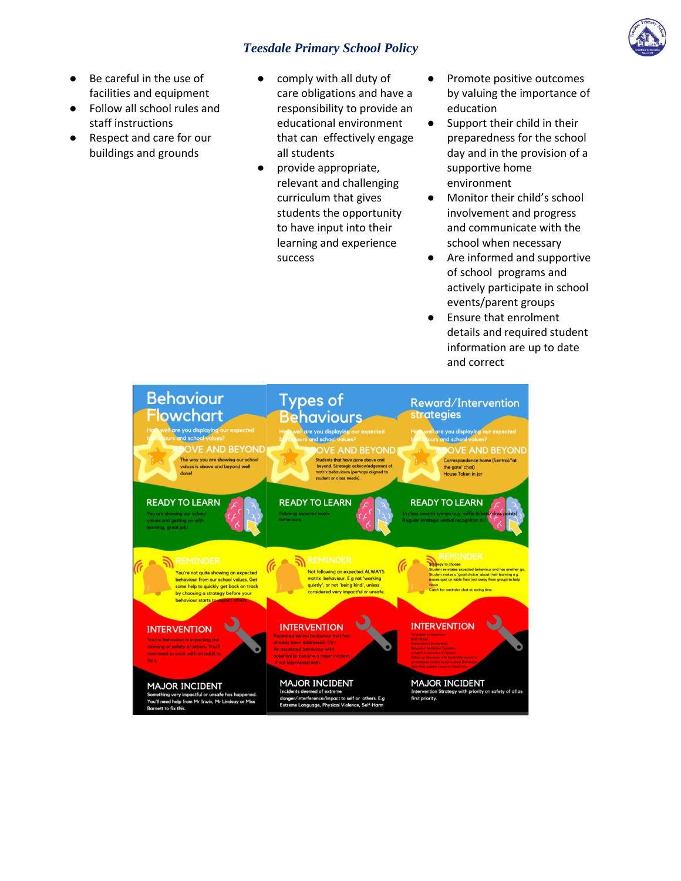- Be careful in the use of facilities and equipment
- Follow all school rules and staff instructions
- Respect and care for our buildings and grounds

- comply with all duty of care obligations and have a responsibility to provide an educational environment that can effectively engage all students
- provide appropriate, relevant and challenging curriculum that gives students the opportunity to have input into their learning and experience success

- Promote positive outcomes by valuing the importance of education
- Support their child in their preparedness for the school day and in the provision of a supportive home environment
- Monitor their child's school involvement and progress and communicate with the school when necessary
- Are informed and supportive of school programs and actively participate in school events/parent groups
- Ensure that enrolment details and required student information are up to date and correct

## Behaviour Flowchart

How well are you displaying our expected behaviours and school values?

**ABOVE AND BEYOND**
The way you are showing our school values is above and beyond well done!

**READY TO LEARN**
You are showing our school values and getting on with learning, great job!

**REMINDER**
You're not quite showing an expected behaviour from our school values. Get some help to quickly get back on track by choosing a strategy before your behaviour starts to impact others.

**INTERVENTION**
You're behaviour is impacting the learning or safety of others. You'll now need to work with an adult to fix it.

**MAJOR INCIDENT**
Something very impactful or unsafe has happened. You'll need help from Mr Irwin, Mr Lindsay or Miss Barnett to fix this.

## Types of Behaviours

How well are you displaying our expected behaviours and school values?

**ABOVE AND BEYOND**
Students that have gone above and beyond. Strategic acknowledgement of matrix behaviours (perhaps aligned to student or class needs).

**READY TO LEARN**
Following expected matrix behaviours.

**REMINDER**
Not following an expected ALWAYS matrix behaviour. E.g not 'working quietly', or not 'being kind', unless considered very impactful or unsafe.

**INTERVENTION**
Repeated yellow behaviour that has already been addressed /Or/ An escalated behaviour with potential to become a major incident if not intervened with.

**MAJOR INCIDENT**
Incidents deemed of extreme danger/interference/impact to self or others. E.g Extreme Language, Physical Violence, Self-Harm

## Reward/Intervention strategies

How well are you displaying our expected behaviours and school values?

**ABOVE AND BEYOND**
Correspondence home (Sentral/'at the gate' chat)
House Token in jar

**READY TO LEARN**
In class reward system (e.g. raffle tickets/class points)
Regular strategic verbal recognition 6:1

**REMINDER**
Strategy to choose:
Student re-states expected behaviour and has another go.
Student makes a 'good choice' about their learning e.g. moves spot on table floor (not away from group) to help focus
Catch for reminder chat at eating time.

**INTERVENTION**
Strategies to implement:
Brain Break
Restorative Conversation
Behaviour Reflection Template
Incident is recorded on Sentral
Follow up discussion with leadership in put of personalised system in put in place (Behaviour Plan/SSG/Leader Check in Check Out)

**MAJOR INCIDENT**
Intervention Strategy with priority on safety of all as first priority.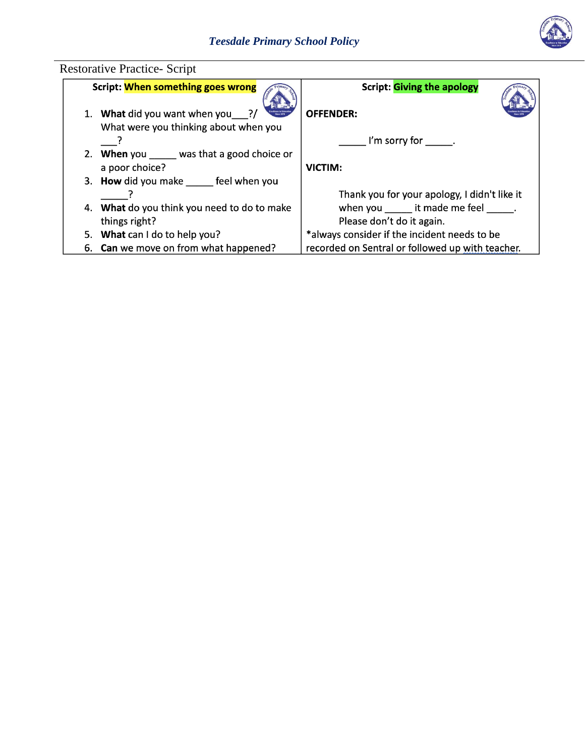Restorative Practice- Script

| | |
|---|---|
| **Script: When something goes wrong**<br><br>1. **What** did you want when you___?/ What were you thinking about when you ___?<br>2. **When** you _____ was that a good choice or a poor choice?<br>3. **How** did you make _____ feel when you _____?<br>4. **What** do you think you need to do to make things right?<br>5. **What** can I do to help you?<br>6. **Can** we move on from what happened? | **Script: Giving the apology**<br><br>**OFFENDER:**<br><br>_____ I'm sorry for _____.<br><br>**VICTIM:**<br><br>Thank you for your apology, I didn't like it when you _____ it made me feel _____. Please don't do it again.<br>*always consider if the incident needs to be recorded on Sentral or followed up with teacher. |